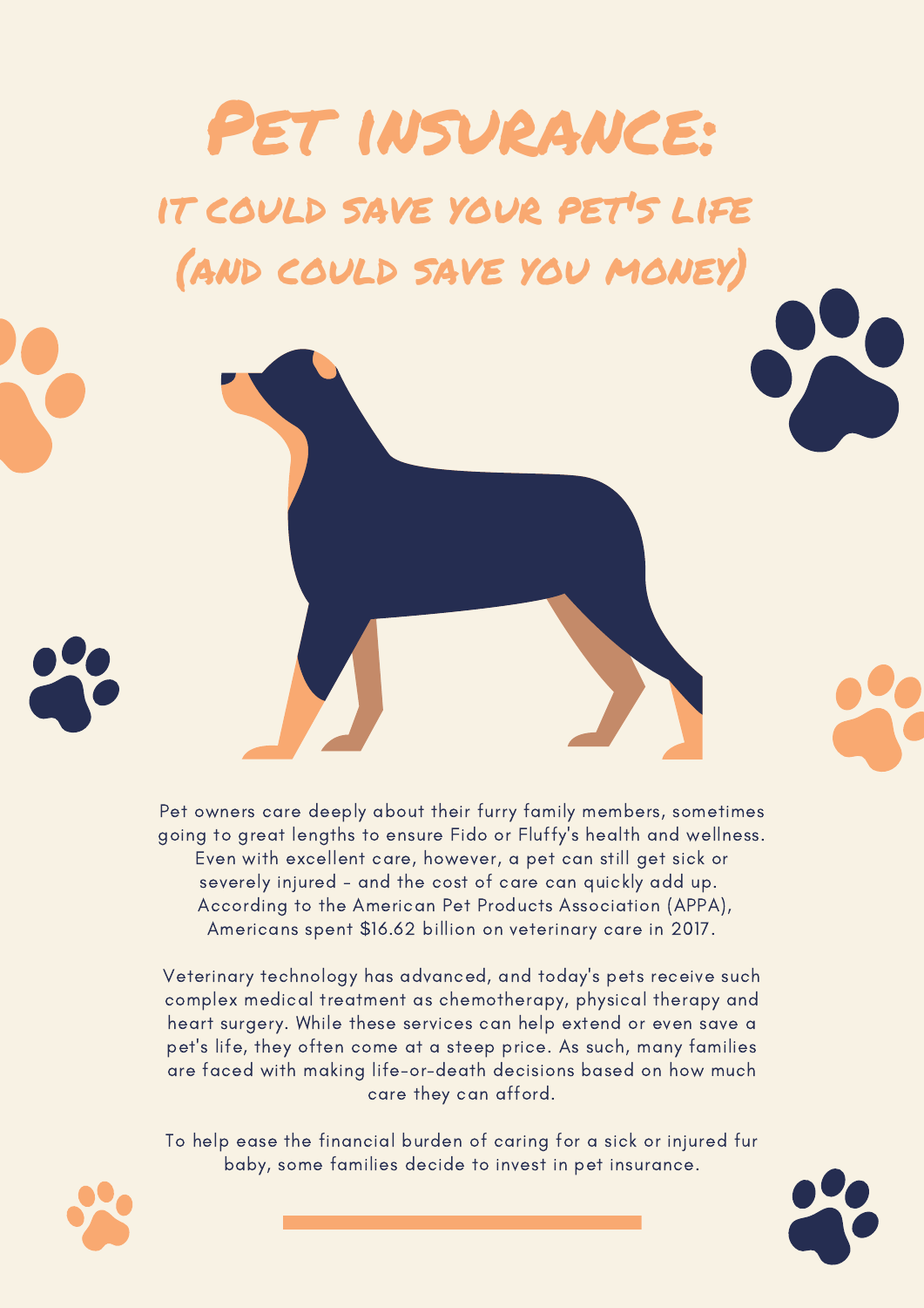# Pet insurance:

## it could save your pet's life (and could save you money)

Pet owners care deeply about their furry family members, sometimes going to great lengths to ensure Fido or Fluffy's health and wellness. Even with excellent care, however, a pet can still get sick or severely injured - and the cost of care can quickly add up. According to the American Pet Products Association (APPA), Americans spent $16.62 billion on veterinary care in 2017.

Veterinary technology has advanced, and today's pets receive such complex medical treatment as chemotherapy, physical therapy and heart surgery. While these services can help extend or even save a pet's life, they often come at a steep price. As such, many families are faced with making life-or-death decisions based on how much care they can afford.

To help ease the financial burden of caring for a sick or injured fur baby, some families decide to invest in pet insurance.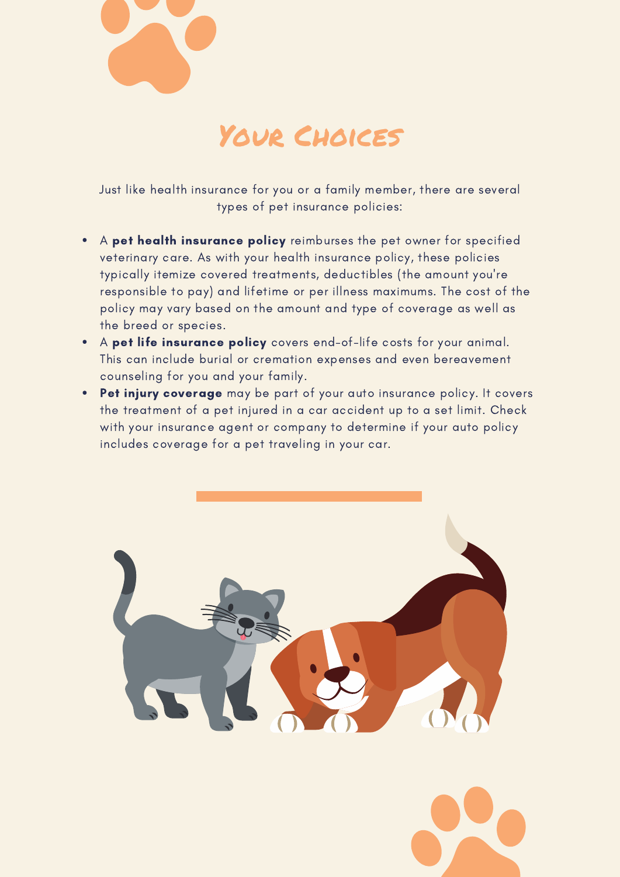# Your Choices

Just like health insurance for you or a family member, there are several types of pet insurance policies:

- A **pet health insurance policy** reimburses the pet owner for specified veterinary care. As with your health insurance policy, these policies typically itemize covered treatments, deductibles (the amount you're responsible to pay) and lifetime or per illness maximums. The cost of the policy may vary based on the amount and type of coverage as well as the breed or species.
- A **pet life insurance policy** covers end-of-life costs for your animal. This can include burial or cremation expenses and even bereavement counseling for you and your family.
- **Pet injury coverage** may be part of your auto insurance policy. It covers the treatment of a pet injured in a car accident up to a set limit. Check with your insurance agent or company to determine if your auto policy includes coverage for a pet traveling in your car.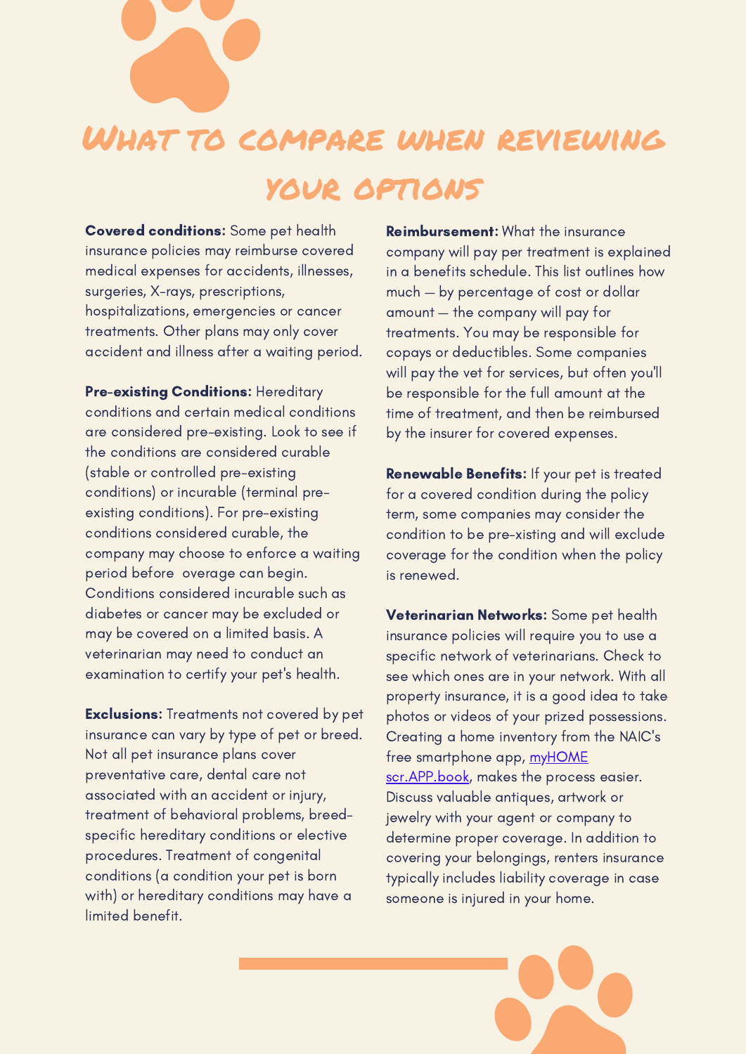# What to compare when reviewing your options

**Covered conditions:** Some pet health insurance policies may reimburse covered medical expenses for accidents, illnesses, surgeries, X-rays, prescriptions, hospitalizations, emergencies or cancer treatments. Other plans may only cover accident and illness after a waiting period.

**Pre-existing Conditions:** Hereditary conditions and certain medical conditions are considered pre-existing. Look to see if the conditions are considered curable (stable or controlled pre-existing conditions) or incurable (terminal pre-existing conditions). For pre-existing conditions considered curable, the company may choose to enforce a waiting period before overage can begin. Conditions considered incurable such as diabetes or cancer may be excluded or may be covered on a limited basis. A veterinarian may need to conduct an examination to certify your pet's health.

**Exclusions:** Treatments not covered by pet insurance can vary by type of pet or breed. Not all pet insurance plans cover preventative care, dental care not associated with an accident or injury, treatment of behavioral problems, breed-specific hereditary conditions or elective procedures. Treatment of congenital conditions (a condition your pet is born with) or hereditary conditions may have a limited benefit.

**Reimbursement:** What the insurance company will pay per treatment is explained in a benefits schedule. This list outlines how much — by percentage of cost or dollar amount — the company will pay for treatments. You may be responsible for copays or deductibles. Some companies will pay the vet for services, but often you'll be responsible for the full amount at the time of treatment, and then be reimbursed by the insurer for covered expenses.

**Renewable Benefits:** If your pet is treated for a covered condition during the policy term, some companies may consider the condition to be pre-xisting and will exclude coverage for the condition when the policy is renewed.

**Veterinarian Networks:** Some pet health insurance policies will require you to use a specific network of veterinarians. Check to see which ones are in your network. With all property insurance, it is a good idea to take photos or videos of your prized possessions. Creating a home inventory from the NAIC's free smartphone app, myHOME scr.APP.book, makes the process easier. Discuss valuable antiques, artwork or jewelry with your agent or company to determine proper coverage. In addition to covering your belongings, renters insurance typically includes liability coverage in case someone is injured in your home.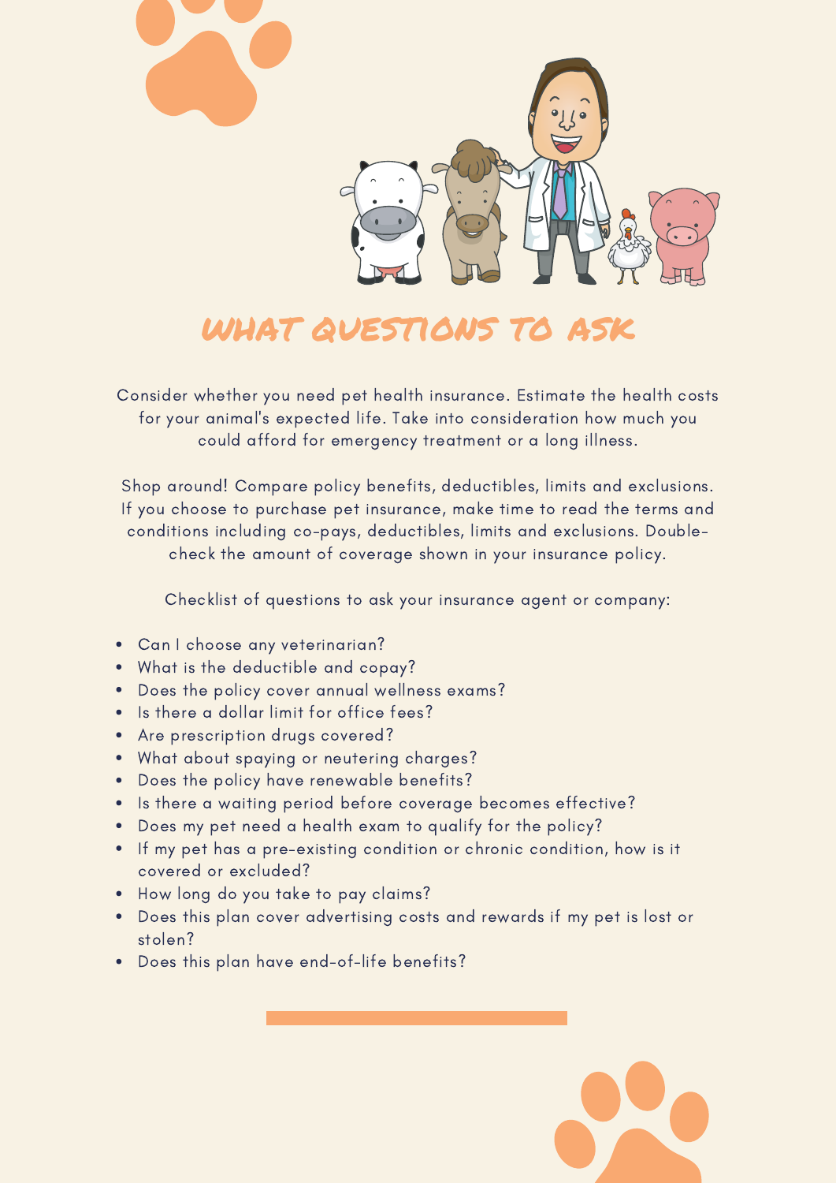# WHAT QUESTIONS TO ASK

Consider whether you need pet health insurance. Estimate the health costs for your animal's expected life. Take into consideration how much you could afford for emergency treatment or a long illness.

Shop around! Compare policy benefits, deductibles, limits and exclusions. If you choose to purchase pet insurance, make time to read the terms and conditions including co-pays, deductibles, limits and exclusions. Double-check the amount of coverage shown in your insurance policy.

Checklist of questions to ask your insurance agent or company:

- Can I choose any veterinarian?
- What is the deductible and copay?
- Does the policy cover annual wellness exams?
- Is there a dollar limit for office fees?
- Are prescription drugs covered?
- What about spaying or neutering charges?
- Does the policy have renewable benefits?
- Is there a waiting period before coverage becomes effective?
- Does my pet need a health exam to qualify for the policy?
- If my pet has a pre-existing condition or chronic condition, how is it covered or excluded?
- How long do you take to pay claims?
- Does this plan cover advertising costs and rewards if my pet is lost or stolen?
- Does this plan have end-of-life benefits?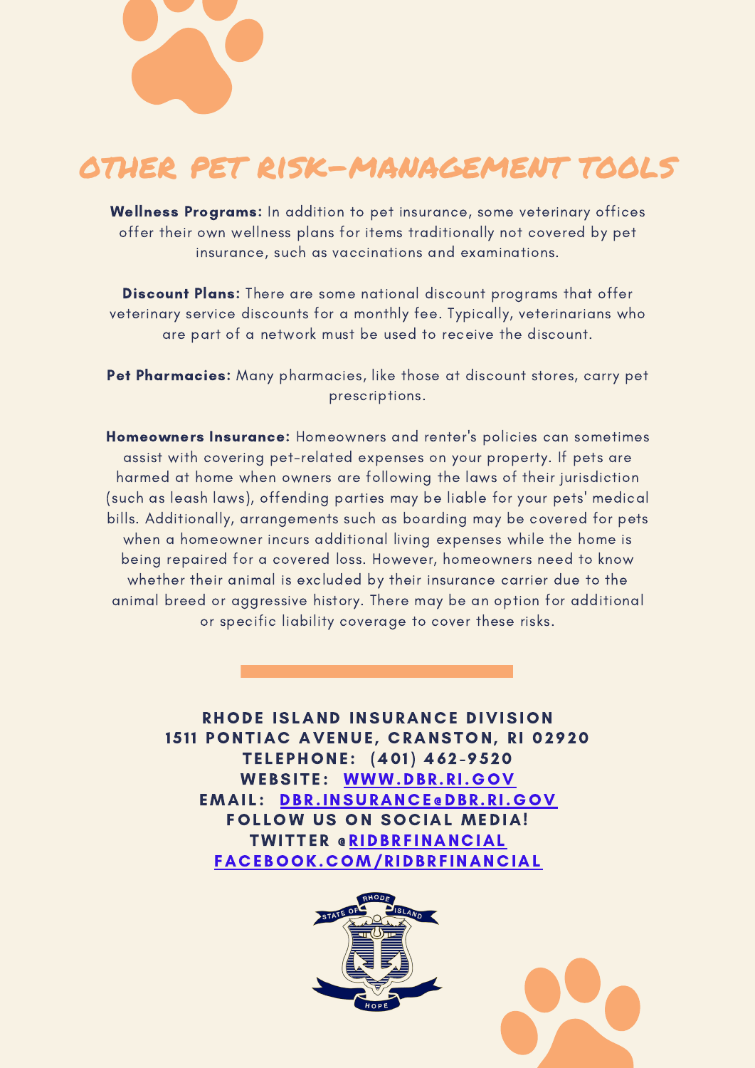# OTHER PET RISK-MANAGEMENT TOOLS

**Wellness Programs:** In addition to pet insurance, some veterinary offices offer their own wellness plans for items traditionally not covered by pet insurance, such as vaccinations and examinations.

**Discount Plans:** There are some national discount programs that offer veterinary service discounts for a monthly fee. Typically, veterinarians who are part of a network must be used to receive the discount.

**Pet Pharmacies:** Many pharmacies, like those at discount stores, carry pet prescriptions.

**Homeowners Insurance:** Homeowners and renter's policies can sometimes assist with covering pet-related expenses on your property. If pets are harmed at home when owners are following the laws of their jurisdiction (such as leash laws), offending parties may be liable for your pets' medical bills. Additionally, arrangements such as boarding may be covered for pets when a homeowner incurs additional living expenses while the home is being repaired for a covered loss. However, homeowners need to know whether their animal is excluded by their insurance carrier due to the animal breed or aggressive history. There may be an option for additional or specific liability coverage to cover these risks.

**RHODE ISLAND INSURANCE DIVISION**
**1511 PONTIAC AVENUE, CRANSTON, RI 02920**
**TELEPHONE: (401) 462-9520**
**WEBSITE: WWW.DBR.RI.GOV**
**EMAIL: DBR.INSURANCE@DBR.RI.GOV**
**FOLLOW US ON SOCIAL MEDIA!**
**TWITTER @RIDBRFINANCIAL**
**FACEBOOK.COM/RIDBRFINANCIAL**